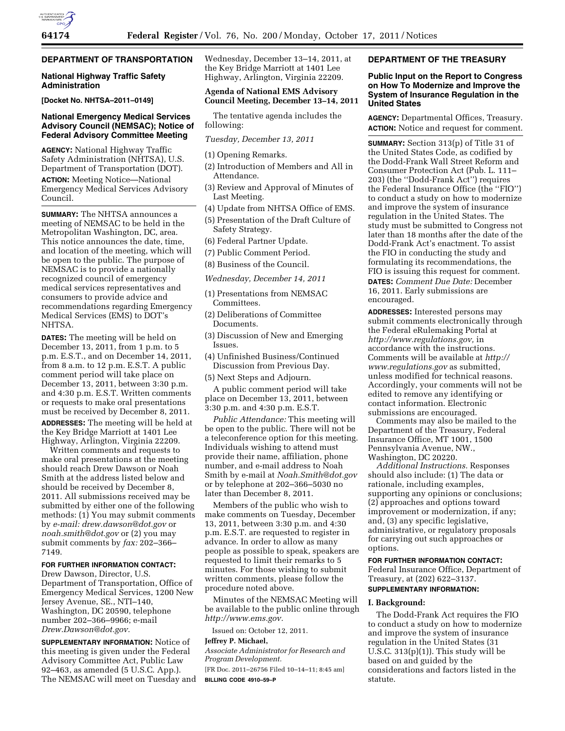## DEPARTMENT OF TRANSPORTATION

### National Highway Traffic Safety Administration

**[Docket No. NHTSA–2011–0149]**

### National Emergency Medical Services Advisory Council (NEMSAC); Notice of Federal Advisory Committee Meeting

**AGENCY:** National Highway Traffic Safety Administration (NHTSA), U.S. Department of Transportation (DOT).

**ACTION:** Meeting Notice—National Emergency Medical Services Advisory Council.

**SUMMARY:** The NHTSA announces a meeting of NEMSAC to be held in the Metropolitan Washington, DC, area. This notice announces the date, time, and location of the meeting, which will be open to the public. The purpose of NEMSAC is to provide a nationally recognized council of emergency medical services representatives and consumers to provide advice and recommendations regarding Emergency Medical Services (EMS) to DOT's NHTSA.

**DATES:** The meeting will be held on December 13, 2011, from 1 p.m. to 5 p.m. E.S.T., and on December 14, 2011, from 8 a.m. to 12 p.m. E.S.T. A public comment period will take place on December 13, 2011, between 3:30 p.m. and 4:30 p.m. E.S.T. Written comments or requests to make oral presentations must be received by December 8, 2011.

**ADDRESSES:** The meeting will be held at the Key Bridge Marriott at 1401 Lee Highway, Arlington, Virginia 22209.

Written comments and requests to make oral presentations at the meeting should reach Drew Dawson or Noah Smith at the address listed below and should be received by December 8, 2011. All submissions received may be submitted by either one of the following methods: (1) You may submit comments by *e-mail: drew.dawson@dot.gov* or *noah.smith@dot.gov* or (2) you may submit comments by *fax:* 202–366–7149.

**FOR FURTHER INFORMATION CONTACT:** Drew Dawson, Director, U.S. Department of Transportation, Office of Emergency Medical Services, 1200 New Jersey Avenue, SE., NTI–140, Washington, DC 20590, telephone number 202–366–9966; e-mail *Drew.Dawson@dot.gov.*

**SUPPLEMENTARY INFORMATION:** Notice of this meeting is given under the Federal Advisory Committee Act, Public Law 92–463, as amended (5 U.S.C. App.). The NEMSAC will meet on Tuesday and Wednesday, December 13–14, 2011, at the Key Bridge Marriott at 1401 Lee Highway, Arlington, Virginia 22209.

#### Agenda of National EMS Advisory Council Meeting, December 13–14, 2011

The tentative agenda includes the following:

*Tuesday, December 13, 2011*

(1) Opening Remarks.
(2) Introduction of Members and All in Attendance.
(3) Review and Approval of Minutes of Last Meeting.
(4) Update from NHTSA Office of EMS.
(5) Presentation of the Draft Culture of Safety Strategy.
(6) Federal Partner Update.
(7) Public Comment Period.
(8) Business of the Council.

*Wednesday, December 14, 2011*

(1) Presentations from NEMSAC Committees.
(2) Deliberations of Committee Documents.
(3) Discussion of New and Emerging Issues.
(4) Unfinished Business/Continued Discussion from Previous Day.
(5) Next Steps and Adjourn.

A public comment period will take place on December 13, 2011, between 3:30 p.m. and 4:30 p.m. E.S.T.

*Public Attendance:* This meeting will be open to the public. There will not be a teleconference option for this meeting. Individuals wishing to attend must provide their name, affiliation, phone number, and e-mail address to Noah Smith by e-mail at *Noah.Smith@dot.gov* or by telephone at 202–366–5030 no later than December 8, 2011.

Members of the public who wish to make comments on Tuesday, December 13, 2011, between 3:30 p.m. and 4:30 p.m. E.S.T. are requested to register in advance. In order to allow as many people as possible to speak, speakers are requested to limit their remarks to 5 minutes. For those wishing to submit written comments, please follow the procedure noted above.

Minutes of the NEMSAC Meeting will be available to the public online through *http://www.ems.gov.*

Issued on: October 12, 2011.

**Jeffrey P. Michael,**

*Associate Administrator for Research and Program Development.*

[FR Doc. 2011–26756 Filed 10–14–11; 8:45 am]

**BILLING CODE 4910–59–P**

## DEPARTMENT OF THE TREASURY

### Public Input on the Report to Congress on How To Modernize and Improve the System of Insurance Regulation in the United States

**AGENCY:** Departmental Offices, Treasury.

**ACTION:** Notice and request for comment.

**SUMMARY:** Section 313(p) of Title 31 of the United States Code, as codified by the Dodd-Frank Wall Street Reform and Consumer Protection Act (Pub. L. 111–203) (the "Dodd-Frank Act") requires the Federal Insurance Office (the "FIO") to conduct a study on how to modernize and improve the system of insurance regulation in the United States. The study must be submitted to Congress not later than 18 months after the date of the Dodd-Frank Act's enactment. To assist the FIO in conducting the study and formulating its recommendations, the FIO is issuing this request for comment.

**DATES:** *Comment Due Date:* December 16, 2011. Early submissions are encouraged.

**ADDRESSES:** Interested persons may submit comments electronically through the Federal eRulemaking Portal at *http://www.regulations.gov,* in accordance with the instructions. Comments will be available at *http://www.regulations.gov* as submitted, unless modified for technical reasons. Accordingly, your comments will not be edited to remove any identifying or contact information. Electronic submissions are encouraged.

Comments may also be mailed to the Department of the Treasury, Federal Insurance Office, MT 1001, 1500 Pennsylvania Avenue, NW., Washington, DC 20220.

*Additional Instructions.* Responses should also include: (1) The data or rationale, including examples, supporting any opinions or conclusions; (2) approaches and options toward improvement or modernization, if any; and, (3) any specific legislative, administrative, or regulatory proposals for carrying out such approaches or options.

**FOR FURTHER INFORMATION CONTACT:** Federal Insurance Office, Department of Treasury, at (202) 622–3137.

**SUPPLEMENTARY INFORMATION:**

#### I. Background:

The Dodd-Frank Act requires the FIO to conduct a study on how to modernize and improve the system of insurance regulation in the United States (31 U.S.C. 313(p)(1)). This study will be based on and guided by the considerations and factors listed in the statute.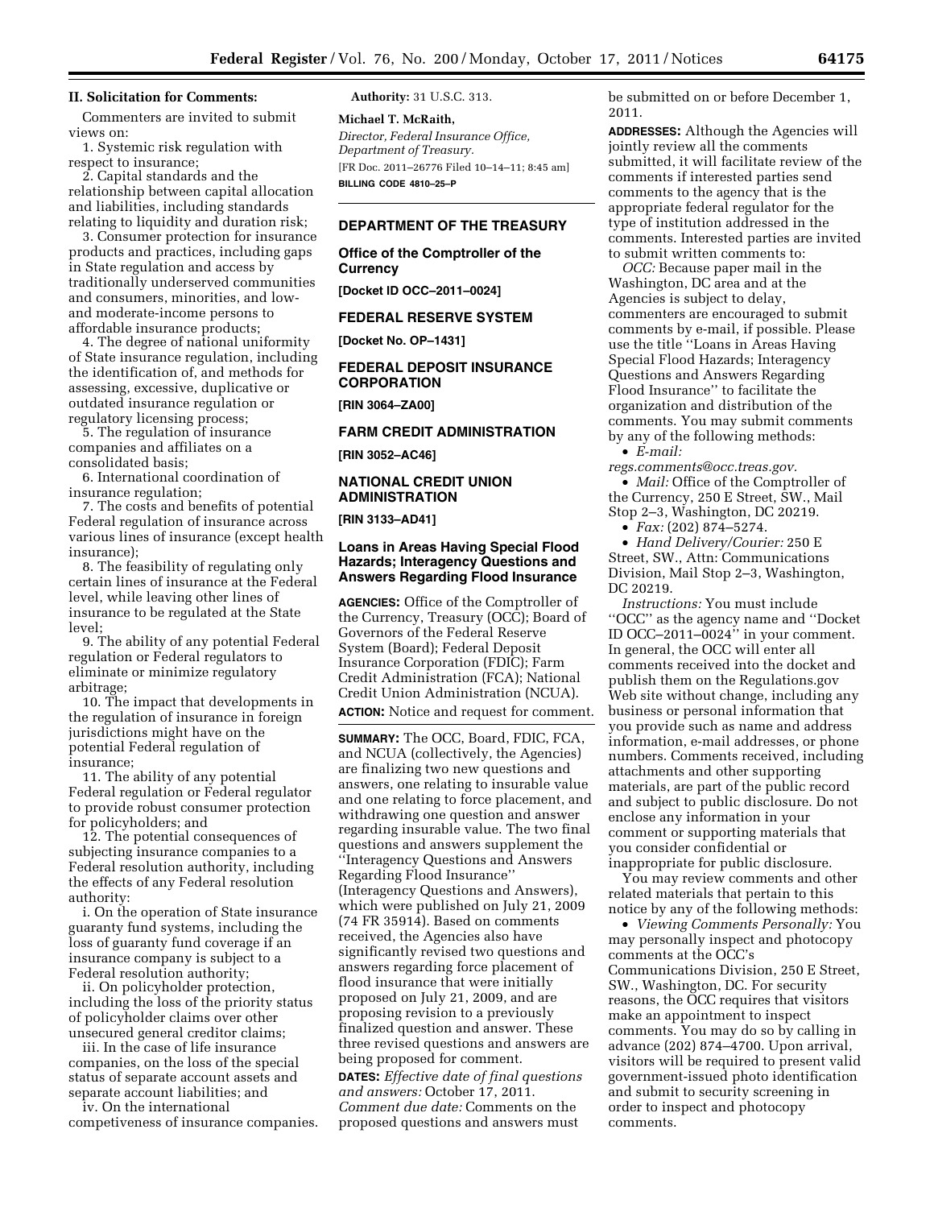## II. Solicitation for Comments:

Commenters are invited to submit views on:

1. Systemic risk regulation with respect to insurance;
2. Capital standards and the relationship between capital allocation and liabilities, including standards relating to liquidity and duration risk;
3. Consumer protection for insurance products and practices, including gaps in State regulation and access by traditionally underserved communities and consumers, minorities, and low- and moderate-income persons to affordable insurance products;
4. The degree of national uniformity of State insurance regulation, including the identification of, and methods for assessing, excessive, duplicative or outdated insurance regulation or regulatory licensing process;
5. The regulation of insurance companies and affiliates on a consolidated basis;
6. International coordination of insurance regulation;
7. The costs and benefits of potential Federal regulation of insurance across various lines of insurance (except health insurance);
8. The feasibility of regulating only certain lines of insurance at the Federal level, while leaving other lines of insurance to be regulated at the State level;
9. The ability of any potential Federal regulation or Federal regulators to eliminate or minimize regulatory arbitrage;
10. The impact that developments in the regulation of insurance in foreign jurisdictions might have on the potential Federal regulation of insurance;
11. The ability of any potential Federal regulation or Federal regulator to provide robust consumer protection for policyholders; and
12. The potential consequences of subjecting insurance companies to a Federal resolution authority, including the effects of any Federal resolution authority:

i. On the operation of State insurance guaranty fund systems, including the loss of guaranty fund coverage if an insurance company is subject to a Federal resolution authority;

ii. On policyholder protection, including the loss of the priority status of policyholder claims over other unsecured general creditor claims;

iii. In the case of life insurance companies, on the loss of the special status of separate account assets and separate account liabilities; and

iv. On the international competiveness of insurance companies.

**Authority:** 31 U.S.C. 313.

**Michael T. McRaith,**

*Director, Federal Insurance Office, Department of Treasury.*

[FR Doc. 2011–26776 Filed 10–14–11; 8:45 am]

**BILLING CODE 4810–25–P**

---

## DEPARTMENT OF THE TREASURY

### Office of the Comptroller of the Currency

**[Docket ID OCC–2011–0024]**

## FEDERAL RESERVE SYSTEM

**[Docket No. OP–1431]**

## FEDERAL DEPOSIT INSURANCE CORPORATION

**[RIN 3064–ZA00]**

## FARM CREDIT ADMINISTRATION

**[RIN 3052–AC46]**

## NATIONAL CREDIT UNION ADMINISTRATION

**[RIN 3133–AD41]**

### Loans in Areas Having Special Flood Hazards; Interagency Questions and Answers Regarding Flood Insurance

**AGENCIES:** Office of the Comptroller of the Currency, Treasury (OCC); Board of Governors of the Federal Reserve System (Board); Federal Deposit Insurance Corporation (FDIC); Farm Credit Administration (FCA); National Credit Union Administration (NCUA).

**ACTION:** Notice and request for comment.

**SUMMARY:** The OCC, Board, FDIC, FCA, and NCUA (collectively, the Agencies) are finalizing two new questions and answers, one relating to insurable value and one relating to force placement, and withdrawing one question and answer regarding insurable value. The two final questions and answers supplement the ''Interagency Questions and Answers Regarding Flood Insurance'' (Interagency Questions and Answers), which were published on July 21, 2009 (74 FR 35914). Based on comments received, the Agencies also have significantly revised two questions and answers regarding force placement of flood insurance that were initially proposed on July 21, 2009, and are proposing revision to a previously finalized question and answer. These three revised questions and answers are being proposed for comment.

**DATES:** *Effective date of final questions and answers:* October 17, 2011. *Comment due date:* Comments on the proposed questions and answers must be submitted on or before December 1, 2011.

**ADDRESSES:** Although the Agencies will jointly review all the comments submitted, it will facilitate review of the comments if interested parties send comments to the agency that is the appropriate federal regulator for the type of institution addressed in the comments. Interested parties are invited to submit written comments to:

*OCC:* Because paper mail in the Washington, DC area and at the Agencies is subject to delay, commenters are encouraged to submit comments by e-mail, if possible. Please use the title ''Loans in Areas Having Special Flood Hazards; Interagency Questions and Answers Regarding Flood Insurance'' to facilitate the organization and distribution of the comments. You may submit comments by any of the following methods:

- *E-mail: regs.comments@occ.treas.gov.*
- *Mail:* Office of the Comptroller of the Currency, 250 E Street, SW., Mail Stop 2–3, Washington, DC 20219.
- *Fax:* (202) 874–5274.
- *Hand Delivery/Courier:* 250 E Street, SW., Attn: Communications Division, Mail Stop 2–3, Washington, DC 20219.

*Instructions:* You must include ''OCC'' as the agency name and ''Docket ID OCC–2011–0024'' in your comment. In general, the OCC will enter all comments received into the docket and publish them on the Regulations.gov Web site without change, including any business or personal information that you provide such as name and address information, e-mail addresses, or phone numbers. Comments received, including attachments and other supporting materials, are part of the public record and subject to public disclosure. Do not enclose any information in your comment or supporting materials that you consider confidential or inappropriate for public disclosure.

You may review comments and other related materials that pertain to this notice by any of the following methods:

- *Viewing Comments Personally:* You may personally inspect and photocopy comments at the OCC's Communications Division, 250 E Street, SW., Washington, DC. For security reasons, the OCC requires that visitors make an appointment to inspect comments. You may do so by calling in advance (202) 874–4700. Upon arrival, visitors will be required to present valid government-issued photo identification and submit to security screening in order to inspect and photocopy comments.